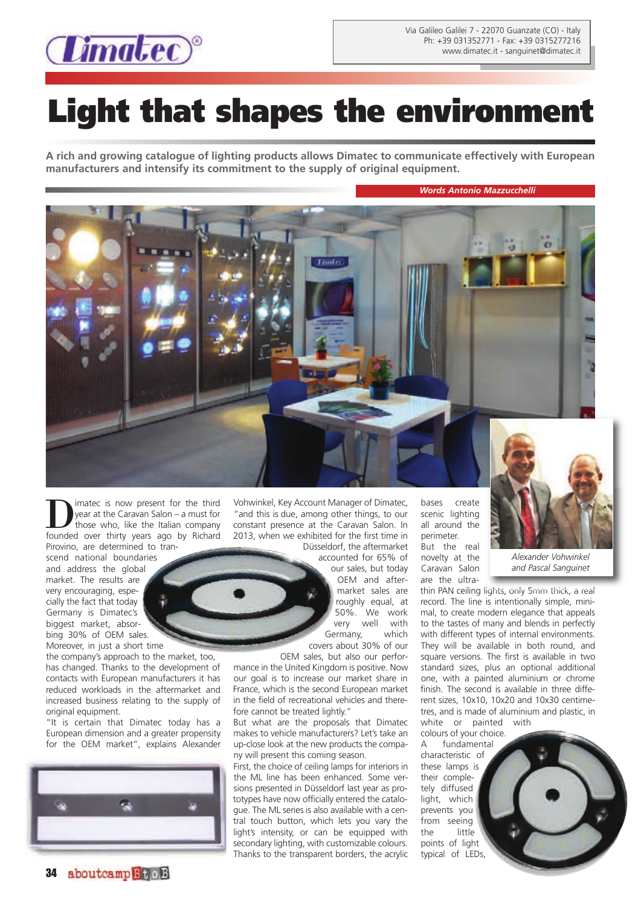Via Galileo Galilei 7 - 22070 Guanzate (CO) - Italy
Ph: +39 031352771 - Fax: +39 0315277216
www.dimatec.it - sanguinet@dimatec.it

# Light that shapes the environment

**A rich and growing catalogue of lighting products allows Dimatec to communicate effectively with European manufacturers and intensify its commitment to the supply of original equipment.**

***Words Antonio Mazzucchelli***

Alexander Vohwinkel and Pascal Sanguinet

Dimatec is now present for the third year at the Caravan Salon – a must for those who, like the Italian company founded over thirty years ago by Richard Pirovino, are determined to transcend national boundaries and address the global market. The results are very encouraging, especially the fact that today Germany is Dimatec's biggest market, absorbing 30% of OEM sales. Moreover, in just a short time the company's approach to the market, too, has changed. Thanks to the development of contacts with European manufacturers it has reduced workloads in the aftermarket and increased business relating to the supply of original equipment.

"It is certain that Dimatec today has a European dimension and a greater propensity for the OEM market", explains Alexander Vohwinkel, Key Account Manager of Dimatec, "and this is due, among other things, to our constant presence at the Caravan Salon. In 2013, when we exhibited for the first time in Düsseldorf, the aftermarket accounted for 65% of our sales, but today OEM and aftermarket sales are roughly equal, at 50%. We work very well with Germany, which covers about 30% of our OEM sales, but also our performance in the United Kingdom is positive. Now our goal is to increase our market share in France, which is the second European market in the field of recreational vehicles and therefore cannot be treated lightly."

But what are the proposals that Dimatec makes to vehicle manufacturers? Let's take an up-close look at the new products the company will present this coming season.

First, the choice of ceiling lamps for interiors in the ML line has been enhanced. Some versions presented in Düsseldorf last year as prototypes have now officially entered the catalogue. The ML series is also available with a central touch button, which lets you vary the light's intensity, or can be equipped with secondary lighting, with customizable colours. Thanks to the transparent borders, the acrylic bases create scenic lighting all around the perimeter.

But the real novelty at the Caravan Salon are the ultra-thin PAN ceiling lights, only 5mm thick, a real record. The line is intentionally simple, minimal, to create modern elegance that appeals to the tastes of many and blends in perfectly with different types of internal environments. They will be available in both round, and square versions. The first is available in two standard sizes, plus an optional additional one, with a painted aluminium or chrome finish. The second is available in three different sizes, 10x10, 10x20 and 10x30 centimetres, and is made of aluminium and plastic, in white or painted with colours of your choice.

A fundamental characteristic of these lamps is their completely diffused light, which prevents you from seeing the little points of light typical of LEDs,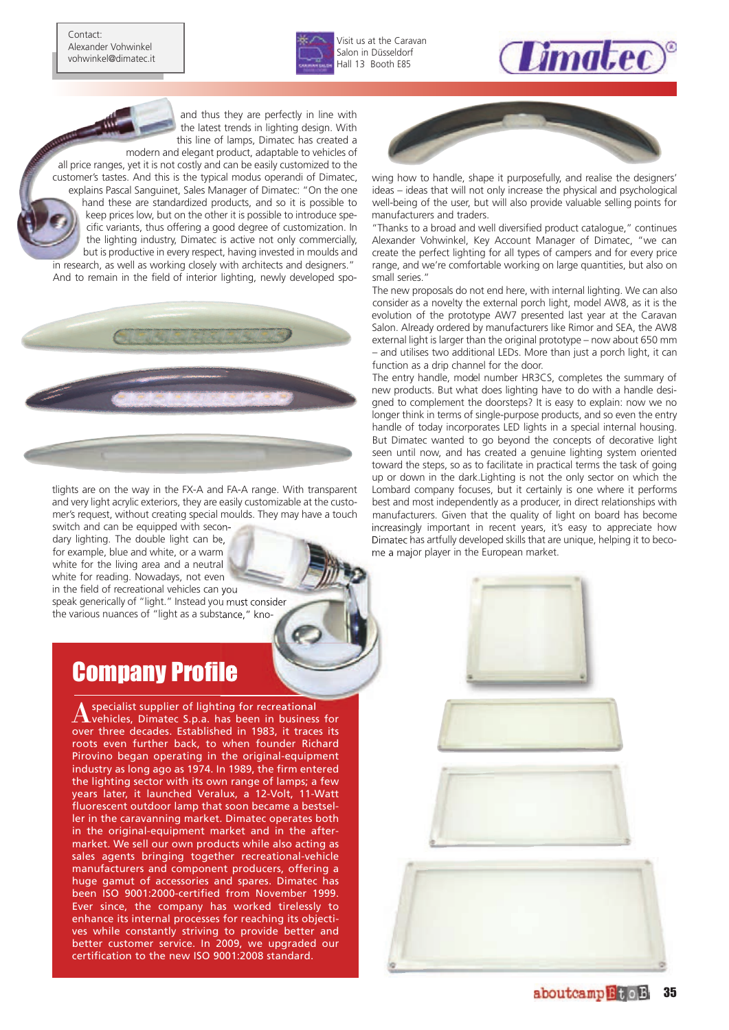Contact:
Alexander Vohwinkel
vohwinkel@dimatec.it

Visit us at the Caravan Salon in Düsseldorf
Hall 13 Booth E85

and thus they are perfectly in line with the latest trends in lighting design. With this line of lamps, Dimatec has created a modern and elegant product, adaptable to vehicles of all price ranges, yet it is not costly and can be easily customized to the customer's tastes. And this is the typical modus operandi of Dimatec, explains Pascal Sanguinet, Sales Manager of Dimatec: "On the one hand these are standardized products, and so it is possible to keep prices low, but on the other it is possible to introduce specific variants, thus offering a good degree of customization. In the lighting industry, Dimatec is active not only commercially, but is productive in every respect, having invested in moulds and in research, as well as working closely with architects and designers." And to remain in the field of interior lighting, newly developed spotlights are on the way in the FX-A and FA-A range. With transparent and very light acrylic exteriors, they are easily customizable at the customer's request, without creating special moulds. They may have a touch switch and can be equipped with secondary lighting. The double light can be, for example, blue and white, or a warm white for the living area and a neutral white for reading. Nowadays, not even in the field of recreational vehicles can you speak generically of "light." Instead you must consider the various nuances of "light as a substance," knowing how to handle, shape it purposefully, and realise the designers' ideas – ideas that will not only increase the physical and psychological well-being of the user, but will also provide valuable selling points for manufacturers and traders.

"Thanks to a broad and well diversified product catalogue," continues Alexander Vohwinkel, Key Account Manager of Dimatec, "we can create the perfect lighting for all types of campers and for every price range, and we're comfortable working on large quantities, but also on small series."

The new proposals do not end here, with internal lighting. We can also consider as a novelty the external porch light, model AW8, as it is the evolution of the prototype AW7 presented last year at the Caravan Salon. Already ordered by manufacturers like Rimor and SEA, the AW8 external light is larger than the original prototype – now about 650 mm – and utilises two additional LEDs. More than just a porch light, it can function as a drip channel for the door.

The entry handle, model number HR3CS, completes the summary of new products. But what does lighting have to do with a handle designed to complement the doorsteps? It is easy to explain: now we no longer think in terms of single-purpose products, and so even the entry handle of today incorporates LED lights in a special internal housing. But Dimatec wanted to go beyond the concepts of decorative light seen until now, and has created a genuine lighting system oriented toward the steps, so as to facilitate in practical terms the task of going up or down in the dark.Lighting is not the only sector on which the Lombard company focuses, but it certainly is one where it performs best and most independently as a producer, in direct relationships with manufacturers. Given that the quality of light on board has become increasingly important in recent years, it's easy to appreciate how Dimatec has artfully developed skills that are unique, helping it to become a major player in the European market.

## Company Profile

A specialist supplier of lighting for recreational vehicles, Dimatec S.p.a. has been in business for over three decades. Established in 1983, it traces its roots even further back, to when founder Richard Pirovino began operating in the original-equipment industry as long ago as 1974. In 1989, the firm entered the lighting sector with its own range of lamps; a few years later, it launched Veralux, a 12-Volt, 11-Watt fluorescent outdoor lamp that soon became a bestseller in the caravanning market. Dimatec operates both in the original-equipment market and in the aftermarket. We sell our own products while also acting as sales agents bringing together recreational-vehicle manufacturers and component producers, offering a huge gamut of accessories and spares. Dimatec has been ISO 9001:2000-certified from November 1999. Ever since, the company has worked tirelessly to enhance its internal processes for reaching its objectives while constantly striving to provide better and better customer service. In 2009, we upgraded our certification to the new ISO 9001:2008 standard.